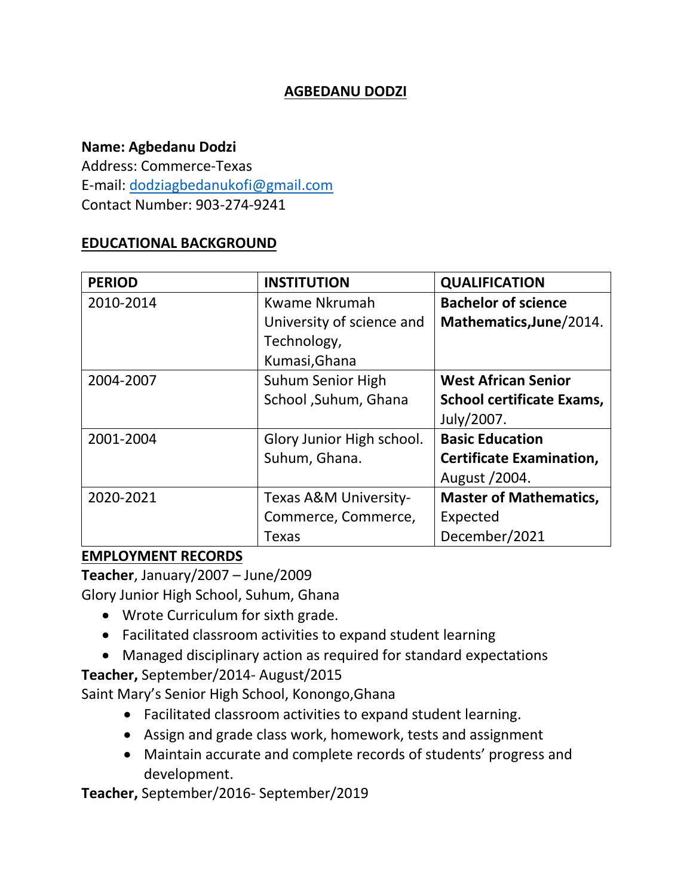# AGBEDANU DODZI

**Name: Agbedanu Dodzi**
Address: Commerce-Texas
E-mail: dodziagbedanukofi@gmail.com
Contact Number: 903-274-9241

## EDUCATIONAL BACKGROUND

| PERIOD | INSTITUTION | QUALIFICATION |
|---|---|---|
| 2010-2014 | Kwame Nkrumah University of science and Technology, Kumasi,Ghana | **Bachelor of science Mathematics,June**/2014. |
| 2004-2007 | Suhum Senior High School ,Suhum, Ghana | **West African Senior School certificate Exams,** July/2007. |
| 2001-2004 | Glory Junior High school. Suhum, Ghana. | **Basic Education Certificate Examination,** August /2004. |
| 2020-2021 | Texas A&M University-Commerce, Commerce, Texas | **Master of Mathematics,** Expected December/2021 |

## EMPLOYMENT RECORDS

**Teacher**, January/2007 – June/2009
Glory Junior High School, Suhum, Ghana

- Wrote Curriculum for sixth grade.
- Facilitated classroom activities to expand student learning
- Managed disciplinary action as required for standard expectations

**Teacher,** September/2014- August/2015
Saint Mary's Senior High School, Konongo,Ghana

- Facilitated classroom activities to expand student learning.
- Assign and grade class work, homework, tests and assignment
- Maintain accurate and complete records of students' progress and development.

**Teacher,** September/2016- September/2019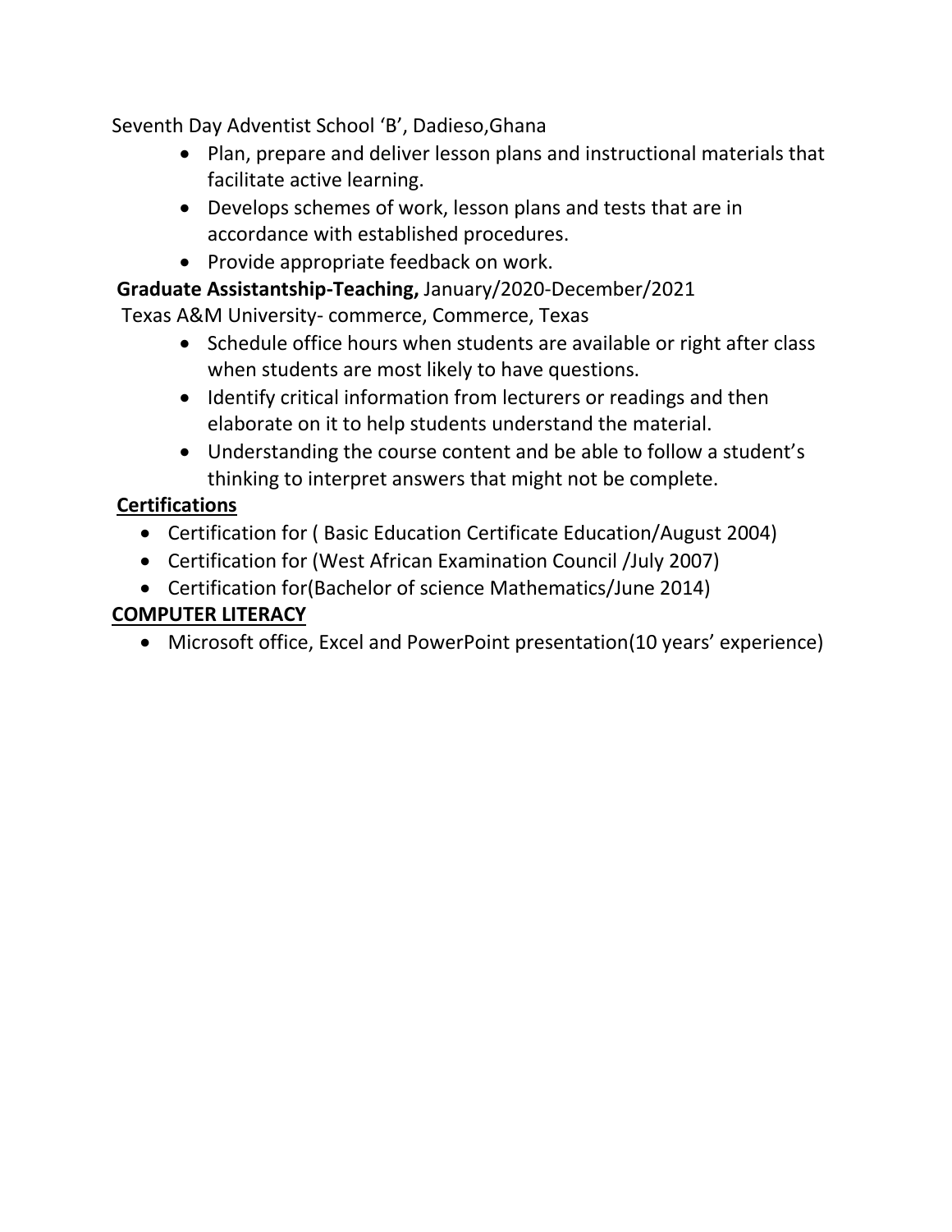Seventh Day Adventist School 'B', Dadieso,Ghana

- Plan, prepare and deliver lesson plans and instructional materials that facilitate active learning.
- Develops schemes of work, lesson plans and tests that are in accordance with established procedures.
- Provide appropriate feedback on work.

**Graduate Assistantship-Teaching,** January/2020-December/2021

Texas A&M University- commerce, Commerce, Texas

- Schedule office hours when students are available or right after class when students are most likely to have questions.
- Identify critical information from lecturers or readings and then elaborate on it to help students understand the material.
- Understanding the course content and be able to follow a student's thinking to interpret answers that might not be complete.

**Certifications**

- Certification for ( Basic Education Certificate Education/August 2004)
- Certification for (West African Examination Council /July 2007)
- Certification for(Bachelor of science Mathematics/June 2014)

**COMPUTER LITERACY**

- Microsoft office, Excel and PowerPoint presentation(10 years' experience)